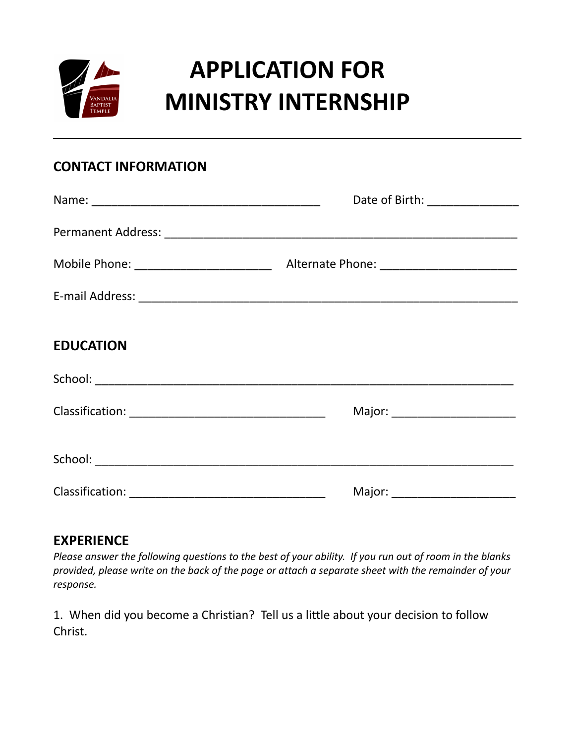# APPLICATION FOR MINISTRY INTERNSHIP

Vandalia Baptist Temple

## CONTACT INFORMATION

Name: ___________________________________ Date of Birth: ______________

Permanent Address: ______________________________________________________

Mobile Phone: _____________________ Alternate Phone: _____________________

E-mail Address: __________________________________________________________

## EDUCATION

School: _________________________________________________________________

Classification: ______________________________ Major: ___________________

School: _________________________________________________________________

Classification: ______________________________ Major: ___________________

## EXPERIENCE

*Please answer the following questions to the best of your ability. If you run out of room in the blanks provided, please write on the back of the page or attach a separate sheet with the remainder of your response.*

1. When did you become a Christian? Tell us a little about your decision to follow Christ.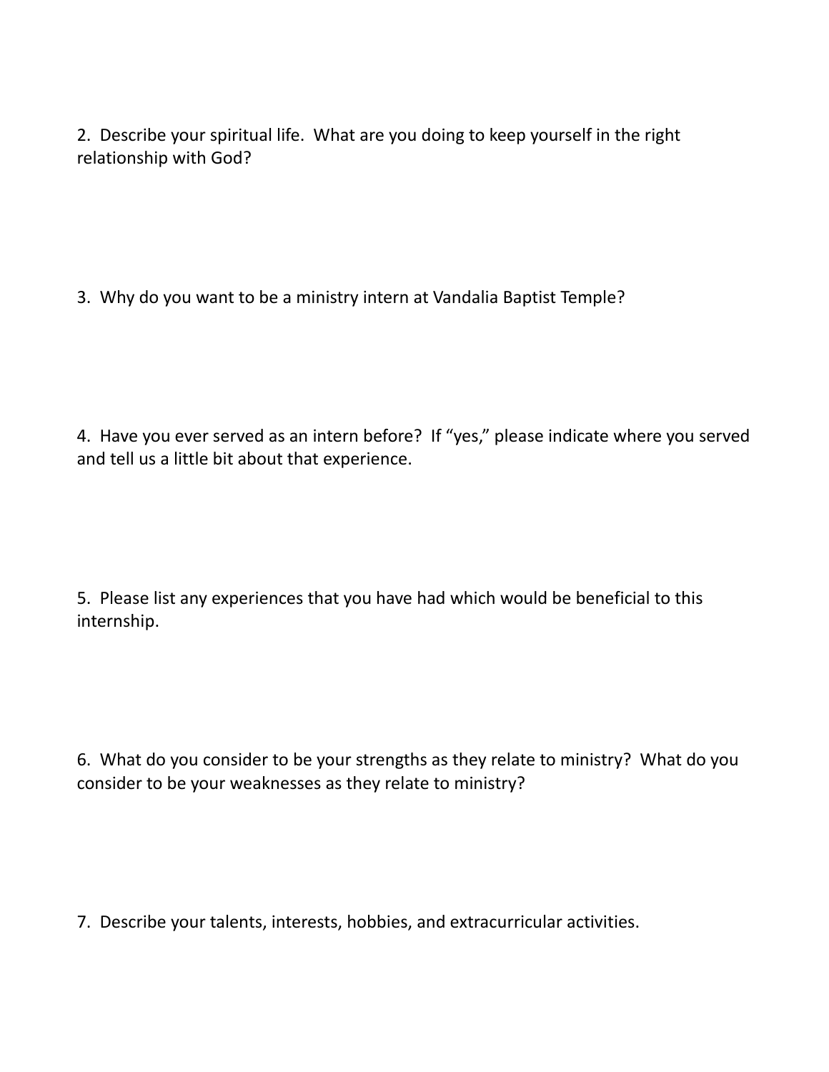2. Describe your spiritual life. What are you doing to keep yourself in the right relationship with God?

3. Why do you want to be a ministry intern at Vandalia Baptist Temple?

4. Have you ever served as an intern before? If “yes,” please indicate where you served and tell us a little bit about that experience.

5. Please list any experiences that you have had which would be beneficial to this internship.

6. What do you consider to be your strengths as they relate to ministry? What do you consider to be your weaknesses as they relate to ministry?

7. Describe your talents, interests, hobbies, and extracurricular activities.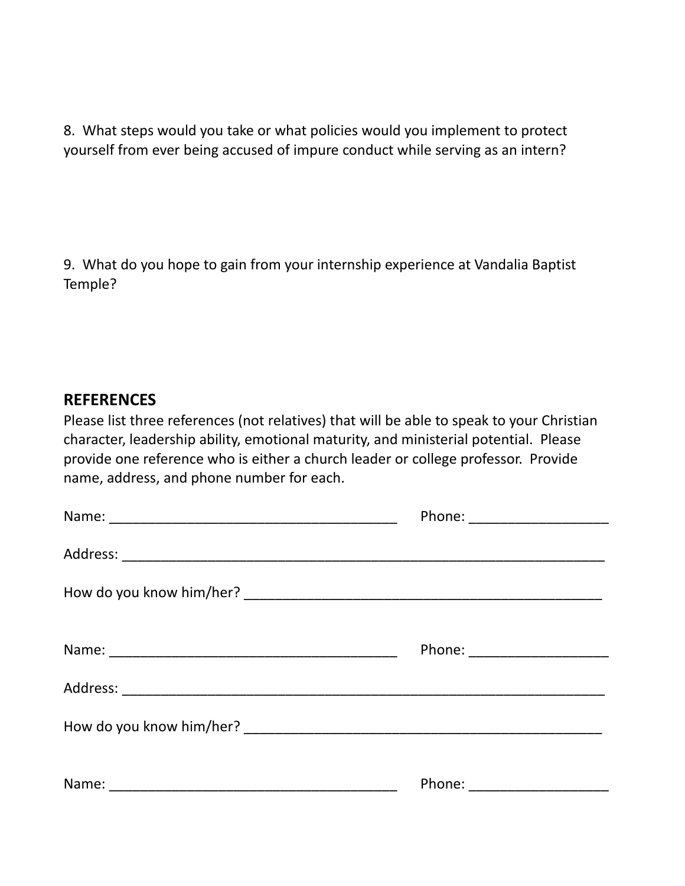8. What steps would you take or what policies would you implement to protect yourself from ever being accused of impure conduct while serving as an intern?

9. What do you hope to gain from your internship experience at Vandalia Baptist Temple?

## REFERENCES

Please list three references (not relatives) that will be able to speak to your Christian character, leadership ability, emotional maturity, and ministerial potential. Please provide one reference who is either a church leader or college professor. Provide name, address, and phone number for each.

Name: _______________________________________ Phone: __________________

Address: _________________________________________________________________

How do you know him/her? _________________________________________________

Name: _______________________________________ Phone: __________________

Address: _________________________________________________________________

How do you know him/her? _________________________________________________

Name: _______________________________________ Phone: __________________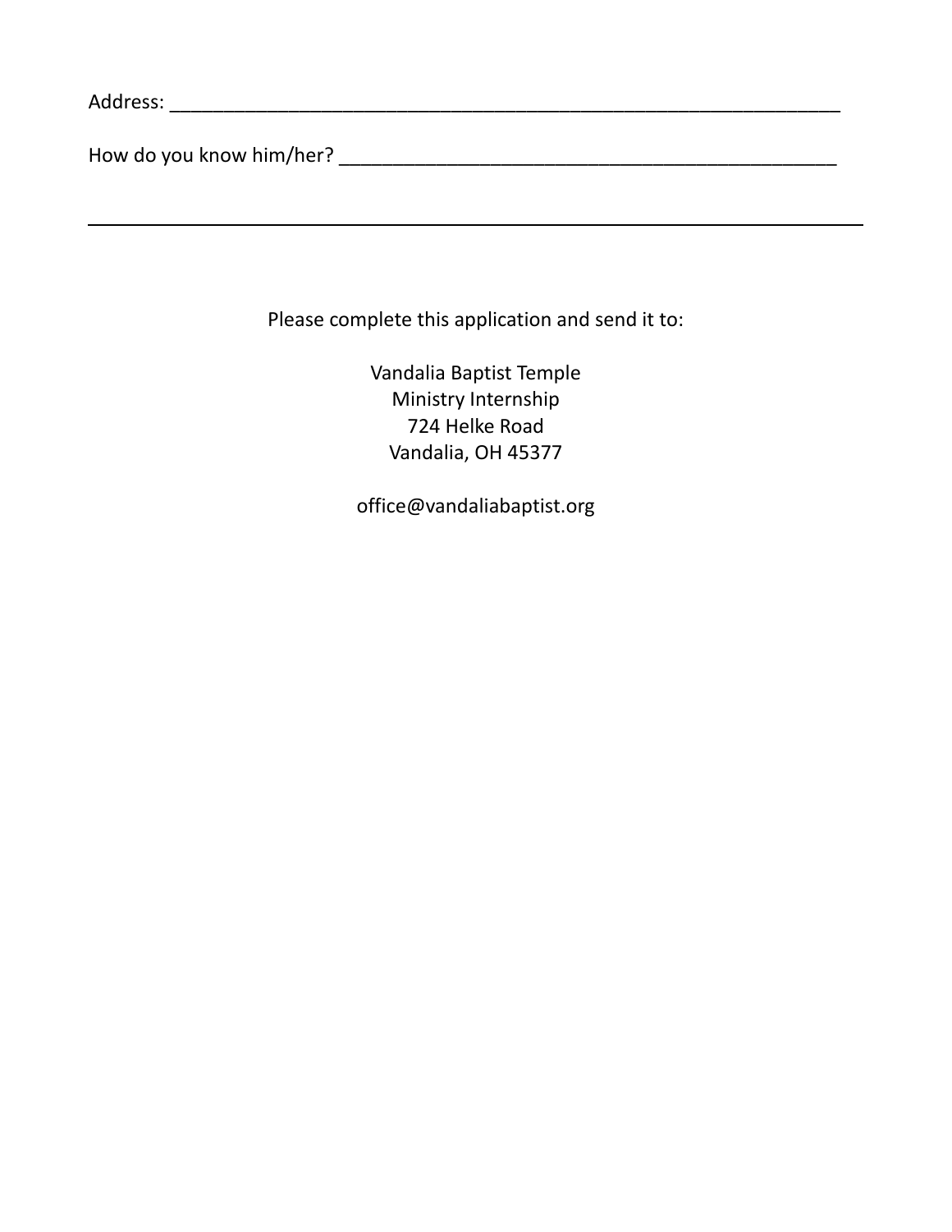Address: _______________________________________________________________

How do you know him/her? _______________________________________________

---

Please complete this application and send it to:

Vandalia Baptist Temple
Ministry Internship
724 Helke Road
Vandalia, OH 45377

office@vandaliabaptist.org